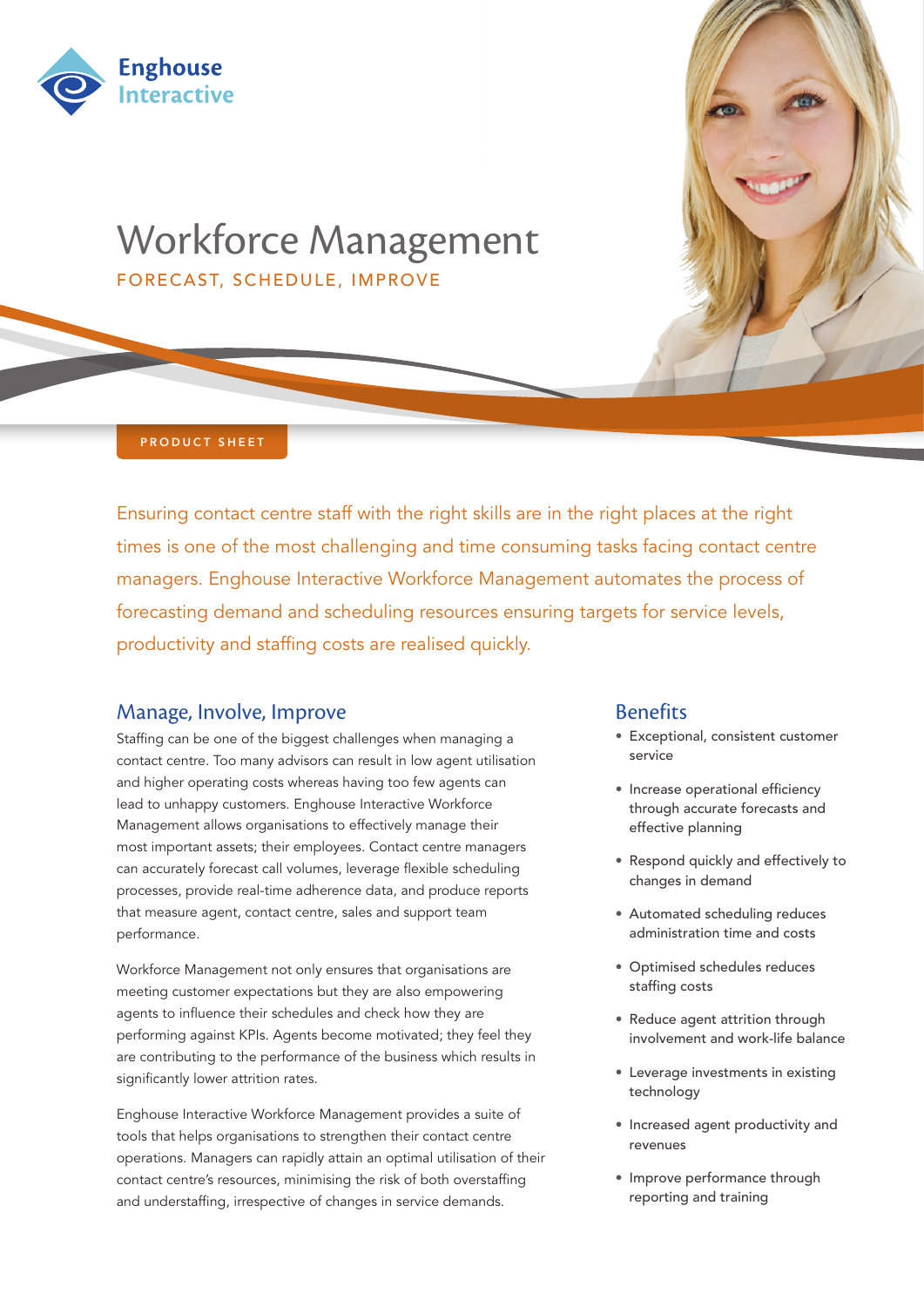Enghouse Interactive

# Workforce Management

FORECAST, SCHEDULE, IMPROVE

PRODUCT SHEET

Ensuring contact centre staff with the right skills are in the right places at the right times is one of the most challenging and time consuming tasks facing contact centre managers. Enghouse Interactive Workforce Management automates the process of forecasting demand and scheduling resources ensuring targets for service levels, productivity and staffing costs are realised quickly.

## Manage, Involve, Improve

Staffing can be one of the biggest challenges when managing a contact centre. Too many advisors can result in low agent utilisation and higher operating costs whereas having too few agents can lead to unhappy customers. Enghouse Interactive Workforce Management allows organisations to effectively manage their most important assets; their employees. Contact centre managers can accurately forecast call volumes, leverage flexible scheduling processes, provide real-time adherence data, and produce reports that measure agent, contact centre, sales and support team performance.

Workforce Management not only ensures that organisations are meeting customer expectations but they are also empowering agents to influence their schedules and check how they are performing against KPIs. Agents become motivated; they feel they are contributing to the performance of the business which results in significantly lower attrition rates.

Enghouse Interactive Workforce Management provides a suite of tools that helps organisations to strengthen their contact centre operations. Managers can rapidly attain an optimal utilisation of their contact centre's resources, minimising the risk of both overstaffing and understaffing, irrespective of changes in service demands.

## Benefits

- Exceptional, consistent customer service
- Increase operational efficiency through accurate forecasts and effective planning
- Respond quickly and effectively to changes in demand
- Automated scheduling reduces administration time and costs
- Optimised schedules reduces staffing costs
- Reduce agent attrition through involvement and work-life balance
- Leverage investments in existing technology
- Increased agent productivity and revenues
- Improve performance through reporting and training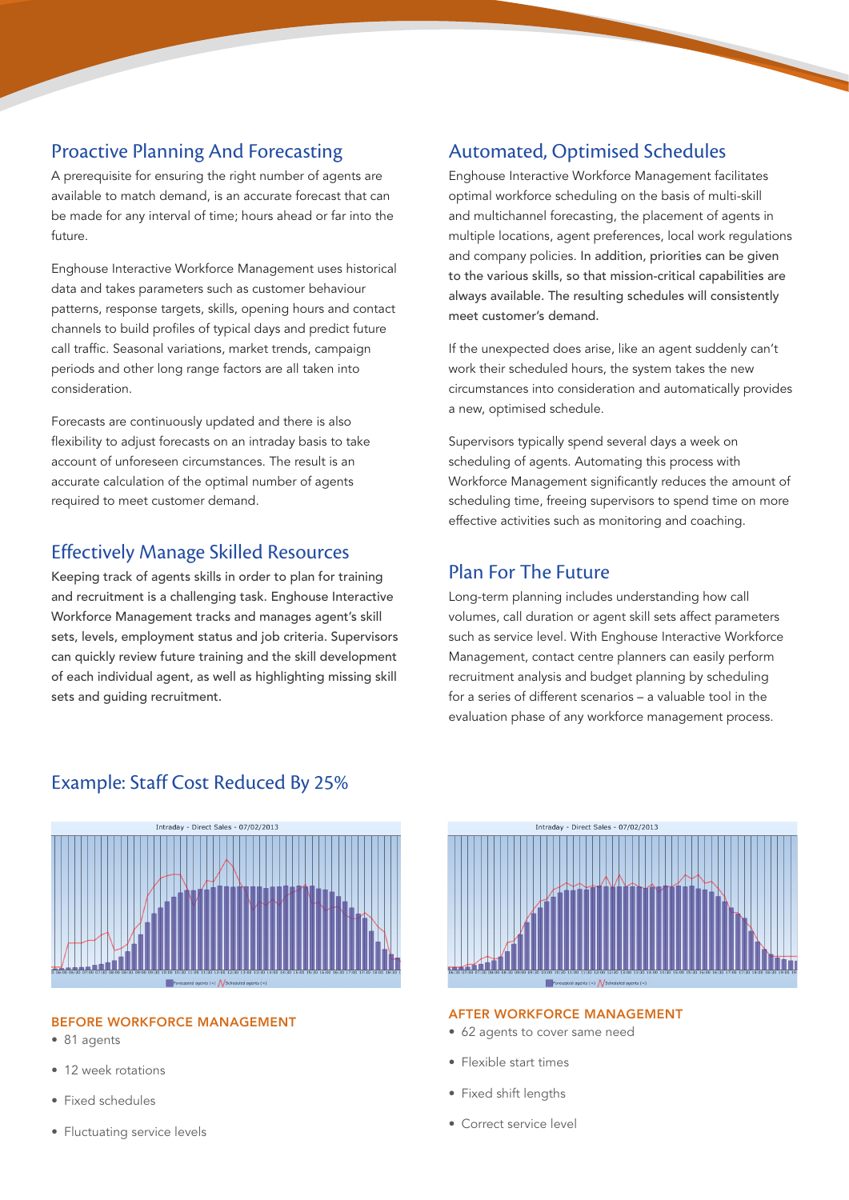## Proactive Planning And Forecasting

A prerequisite for ensuring the right number of agents are available to match demand, is an accurate forecast that can be made for any interval of time; hours ahead or far into the future.

Enghouse Interactive Workforce Management uses historical data and takes parameters such as customer behaviour patterns, response targets, skills, opening hours and contact channels to build profiles of typical days and predict future call traffic. Seasonal variations, market trends, campaign periods and other long range factors are all taken into consideration.

Forecasts are continuously updated and there is also flexibility to adjust forecasts on an intraday basis to take account of unforeseen circumstances. The result is an accurate calculation of the optimal number of agents required to meet customer demand.

## Effectively Manage Skilled Resources

Keeping track of agents skills in order to plan for training and recruitment is a challenging task. Enghouse Interactive Workforce Management tracks and manages agent's skill sets, levels, employment status and job criteria. Supervisors can quickly review future training and the skill development of each individual agent, as well as highlighting missing skill sets and guiding recruitment.

## Automated, Optimised Schedules

Enghouse Interactive Workforce Management facilitates optimal workforce scheduling on the basis of multi-skill and multichannel forecasting, the placement of agents in multiple locations, agent preferences, local work regulations and company policies. In addition, priorities can be given to the various skills, so that mission-critical capabilities are always available. The resulting schedules will consistently meet customer's demand.

If the unexpected does arise, like an agent suddenly can't work their scheduled hours, the system takes the new circumstances into consideration and automatically provides a new, optimised schedule.

Supervisors typically spend several days a week on scheduling of agents. Automating this process with Workforce Management significantly reduces the amount of scheduling time, freeing supervisors to spend time on more effective activities such as monitoring and coaching.

## Plan For The Future

Long-term planning includes understanding how call volumes, call duration or agent skill sets affect parameters such as service level. With Enghouse Interactive Workforce Management, contact centre planners can easily perform recruitment analysis and budget planning by scheduling for a series of different scenarios – a valuable tool in the evaluation phase of any workforce management process.

## Example: Staff Cost Reduced By 25%

### BEFORE WORKFORCE MANAGEMENT

- 81 agents
- 12 week rotations
- Fixed schedules
- Fluctuating service levels

### AFTER WORKFORCE MANAGEMENT

- 62 agents to cover same need
- Flexible start times
- Fixed shift lengths
- Correct service level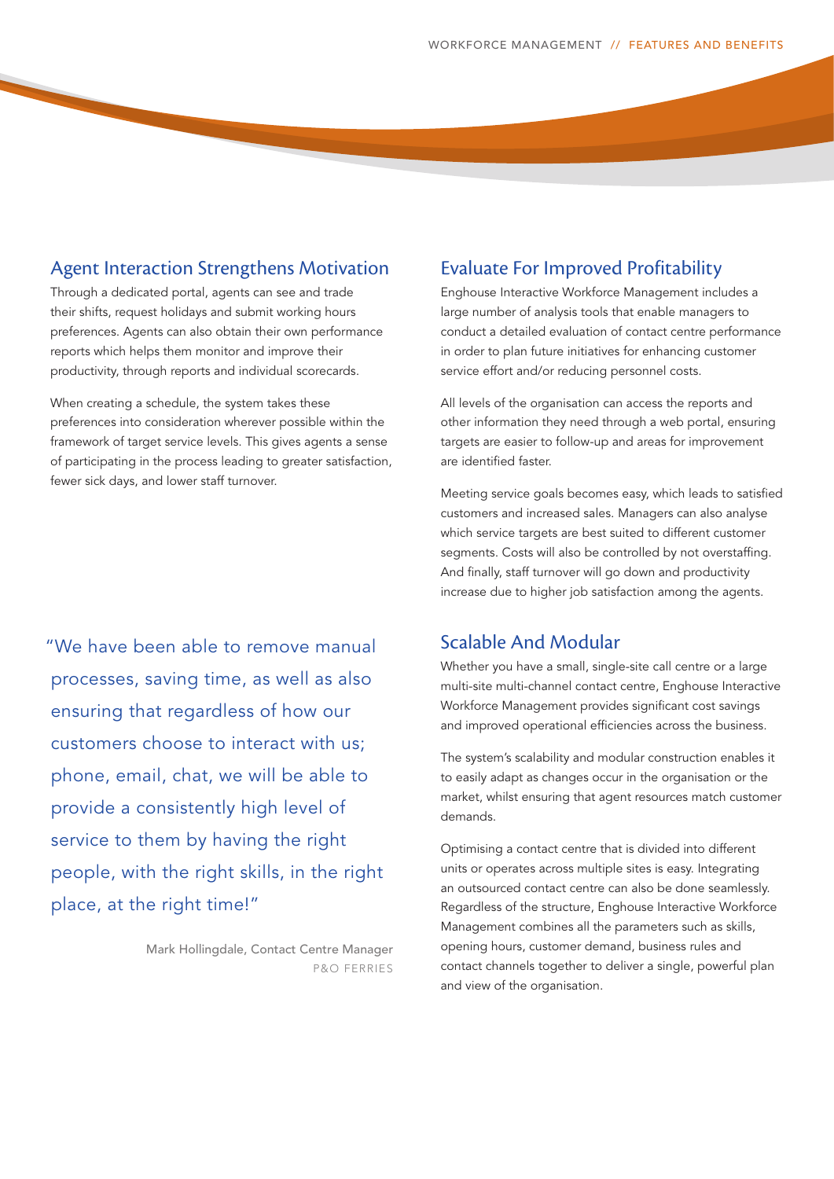## Agent Interaction Strengthens Motivation

Through a dedicated portal, agents can see and trade their shifts, request holidays and submit working hours preferences. Agents can also obtain their own performance reports which helps them monitor and improve their productivity, through reports and individual scorecards.

When creating a schedule, the system takes these preferences into consideration wherever possible within the framework of target service levels. This gives agents a sense of participating in the process leading to greater satisfaction, fewer sick days, and lower staff turnover.

> "We have been able to remove manual processes, saving time, as well as also ensuring that regardless of how our customers choose to interact with us; phone, email, chat, we will be able to provide a consistently high level of service to them by having the right people, with the right skills, in the right place, at the right time!"
>
> Mark Hollingdale, Contact Centre Manager
> P&O FERRIES

## Evaluate For Improved Profitability

Enghouse Interactive Workforce Management includes a large number of analysis tools that enable managers to conduct a detailed evaluation of contact centre performance in order to plan future initiatives for enhancing customer service effort and/or reducing personnel costs.

All levels of the organisation can access the reports and other information they need through a web portal, ensuring targets are easier to follow-up and areas for improvement are identified faster.

Meeting service goals becomes easy, which leads to satisfied customers and increased sales. Managers can also analyse which service targets are best suited to different customer segments. Costs will also be controlled by not overstaffing. And finally, staff turnover will go down and productivity increase due to higher job satisfaction among the agents.

## Scalable And Modular

Whether you have a small, single-site call centre or a large multi-site multi-channel contact centre, Enghouse Interactive Workforce Management provides significant cost savings and improved operational efficiencies across the business.

The system's scalability and modular construction enables it to easily adapt as changes occur in the organisation or the market, whilst ensuring that agent resources match customer demands.

Optimising a contact centre that is divided into different units or operates across multiple sites is easy. Integrating an outsourced contact centre can also be done seamlessly. Regardless of the structure, Enghouse Interactive Workforce Management combines all the parameters such as skills, opening hours, customer demand, business rules and contact channels together to deliver a single, powerful plan and view of the organisation.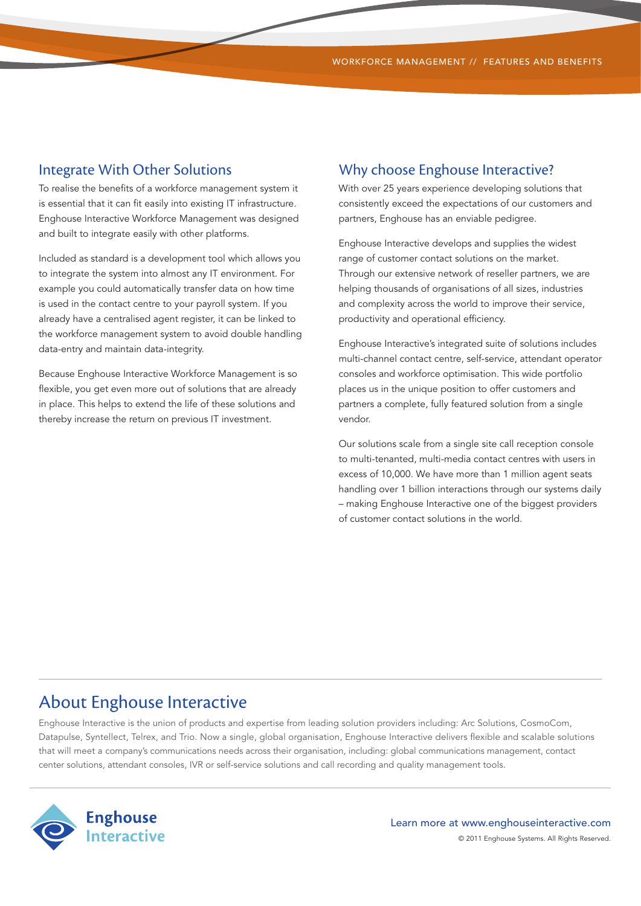## Integrate With Other Solutions

To realise the benefits of a workforce management system it is essential that it can fit easily into existing IT infrastructure. Enghouse Interactive Workforce Management was designed and built to integrate easily with other platforms.

Included as standard is a development tool which allows you to integrate the system into almost any IT environment. For example you could automatically transfer data on how time is used in the contact centre to your payroll system. If you already have a centralised agent register, it can be linked to the workforce management system to avoid double handling data-entry and maintain data-integrity.

Because Enghouse Interactive Workforce Management is so flexible, you get even more out of solutions that are already in place. This helps to extend the life of these solutions and thereby increase the return on previous IT investment.

## Why choose Enghouse Interactive?

With over 25 years experience developing solutions that consistently exceed the expectations of our customers and partners, Enghouse has an enviable pedigree.

Enghouse Interactive develops and supplies the widest range of customer contact solutions on the market. Through our extensive network of reseller partners, we are helping thousands of organisations of all sizes, industries and complexity across the world to improve their service, productivity and operational efficiency.

Enghouse Interactive's integrated suite of solutions includes multi-channel contact centre, self-service, attendant operator consoles and workforce optimisation. This wide portfolio places us in the unique position to offer customers and partners a complete, fully featured solution from a single vendor.

Our solutions scale from a single site call reception console to multi-tenanted, multi-media contact centres with users in excess of 10,000. We have more than 1 million agent seats handling over 1 billion interactions through our systems daily – making Enghouse Interactive one of the biggest providers of customer contact solutions in the world.

## About Enghouse Interactive

Enghouse Interactive is the union of products and expertise from leading solution providers including: Arc Solutions, CosmoCom, Datapulse, Syntellect, Telrex, and Trio. Now a single, global organisation, Enghouse Interactive delivers flexible and scalable solutions that will meet a company's communications needs across their organisation, including: global communications management, contact center solutions, attendant consoles, IVR or self-service solutions and call recording and quality management tools.

Enghouse Interactive

Learn more at www.enghouseinteractive.com

© 2011 Enghouse Systems. All Rights Reserved.